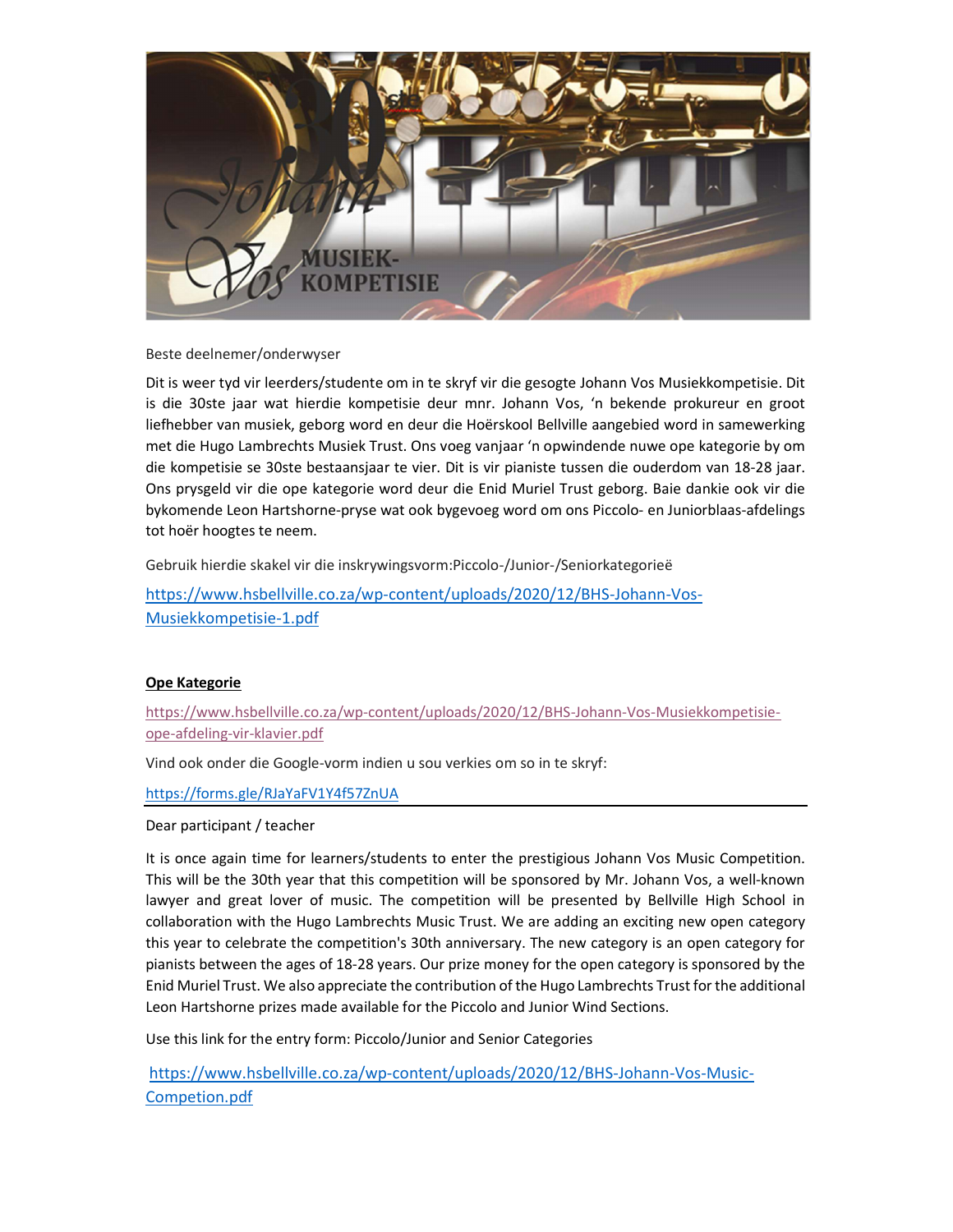Beste deelnemer/onderwyser

Dit is weer tyd vir leerders/studente om in te skryf vir die gesogte Johann Vos Musiekkompetisie. Dit is die 30ste jaar wat hierdie kompetisie deur mnr. Johann Vos, 'n bekende prokureur en groot liefhebber van musiek, geborg word en deur die Hoërskool Bellville aangebied word in samewerking met die Hugo Lambrechts Musiek Trust. Ons voeg vanjaar 'n opwindende nuwe ope kategorie by om die kompetisie se 30ste bestaansjaar te vier. Dit is vir pianiste tussen die ouderdom van 18-28 jaar. Ons prysgeld vir die ope kategorie word deur die Enid Muriel Trust geborg. Baie dankie ook vir die bykomende Leon Hartshorne-pryse wat ook bygevoeg word om ons Piccolo- en Juniorblaas-afdelings tot hoër hoogtes te neem.

Gebruik hierdie skakel vir die inskrywingsvorm:Piccolo-/Junior-/Seniorkategorieë

https://www.hsbellville.co.za/wp-content/uploads/2020/12/BHS-Johann-Vos-Musiekkompetisie-1.pdf

**Ope Kategorie**

https://www.hsbellville.co.za/wp-content/uploads/2020/12/BHS-Johann-Vos-Musiekkompetisie-ope-afdeling-vir-klavier.pdf

Vind ook onder die Google-vorm indien u sou verkies om so in te skryf:

https://forms.gle/RJaYaFV1Y4f57ZnUA

---

Dear participant / teacher

It is once again time for learners/students to enter the prestigious Johann Vos Music Competition. This will be the 30th year that this competition will be sponsored by Mr. Johann Vos, a well-known lawyer and great lover of music. The competition will be presented by Bellville High School in collaboration with the Hugo Lambrechts Music Trust. We are adding an exciting new open category this year to celebrate the competition's 30th anniversary. The new category is an open category for pianists between the ages of 18-28 years. Our prize money for the open category is sponsored by the Enid Muriel Trust. We also appreciate the contribution of the Hugo Lambrechts Trust for the additional Leon Hartshorne prizes made available for the Piccolo and Junior Wind Sections.

Use this link for the entry form: Piccolo/Junior and Senior Categories

https://www.hsbellville.co.za/wp-content/uploads/2020/12/BHS-Johann-Vos-Music-Competion.pdf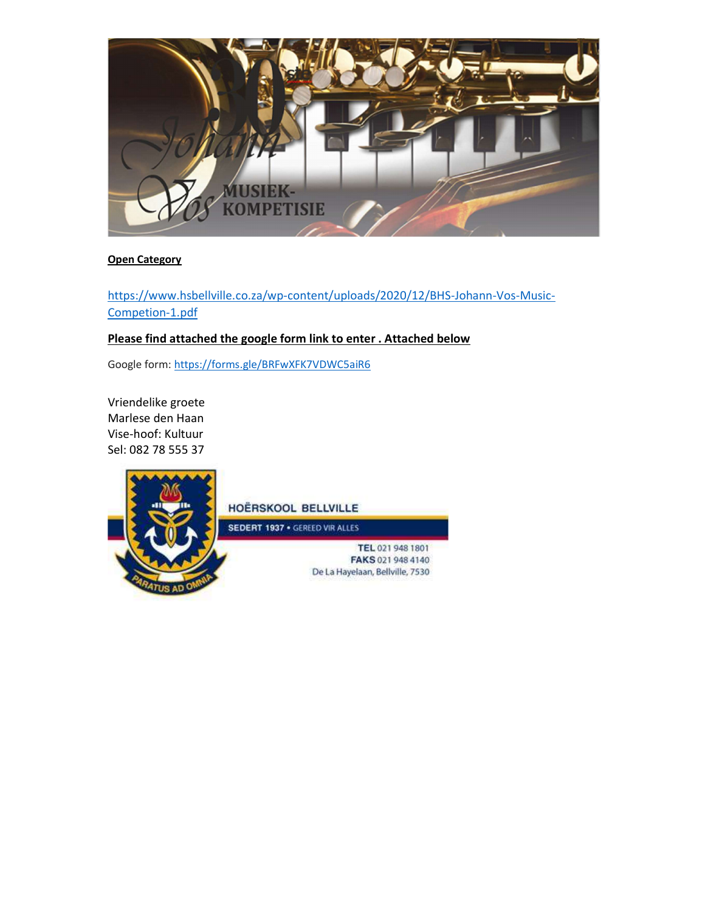**Open Category**

https://www.hsbellville.co.za/wp-content/uploads/2020/12/BHS-Johann-Vos-Music-Competion-1.pdf

**Please find attached the google form link to enter . Attached below**

Google form: https://forms.gle/BRFwXFK7VDWC5aiR6

Vriendelike groete
Marlese den Haan
Vise-hoof: Kultuur
Sel: 082 78 555 37

HOËRSKOOL BELLVILLE
SEDERT 1937 • GEREED VIR ALLES
TEL 021 948 1801
FAKS 021 948 4140
De La Hayelaan, Bellville, 7530